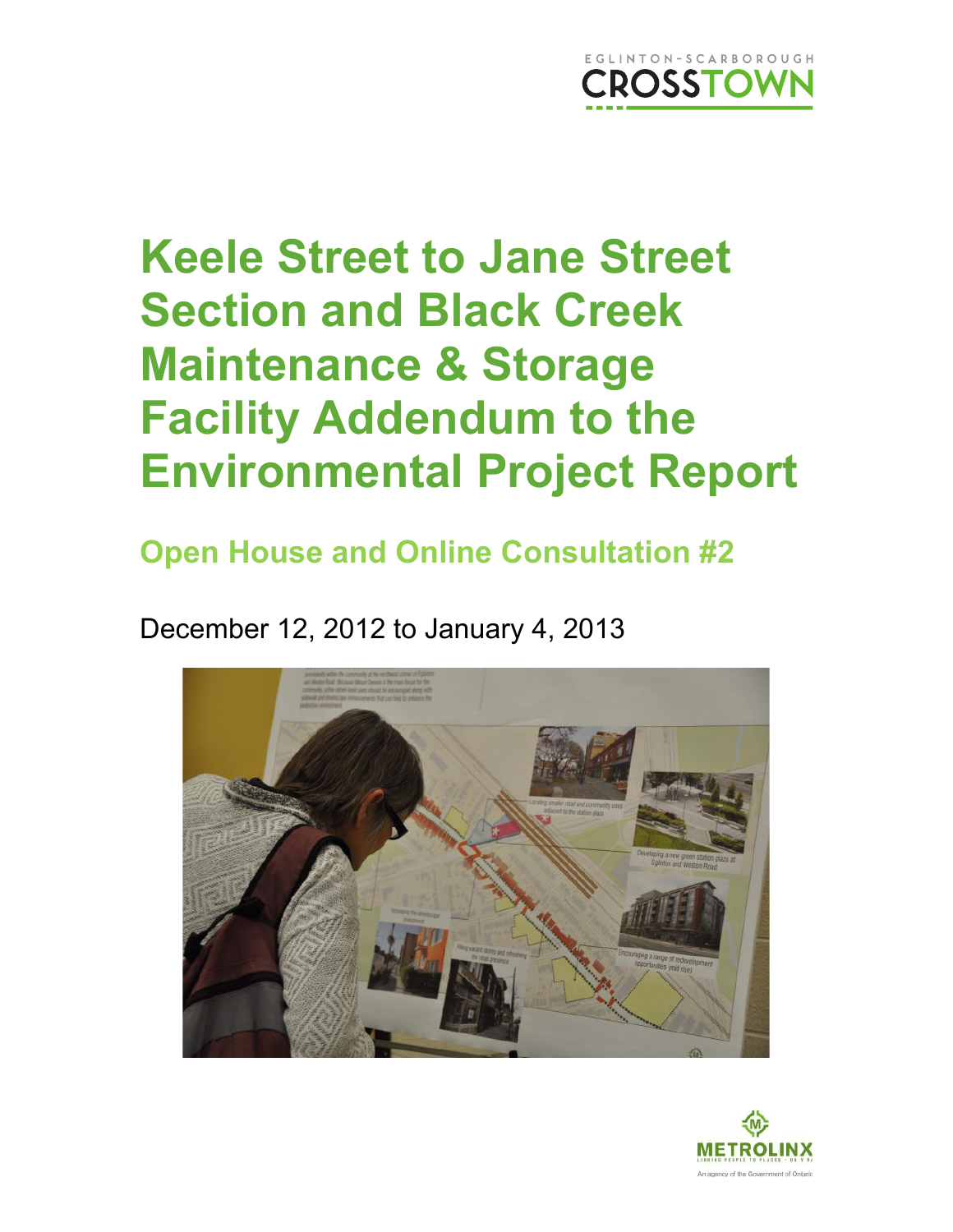EGLINTON-SCARBOROUGH CROSSTOWN

# Keele Street to Jane Street Section and Black Creek Maintenance & Storage Facility Addendum to the Environmental Project Report

## Open House and Online Consultation #2

December 12, 2012 to January 4, 2013

METROLINX

An agency of the Government of Ontario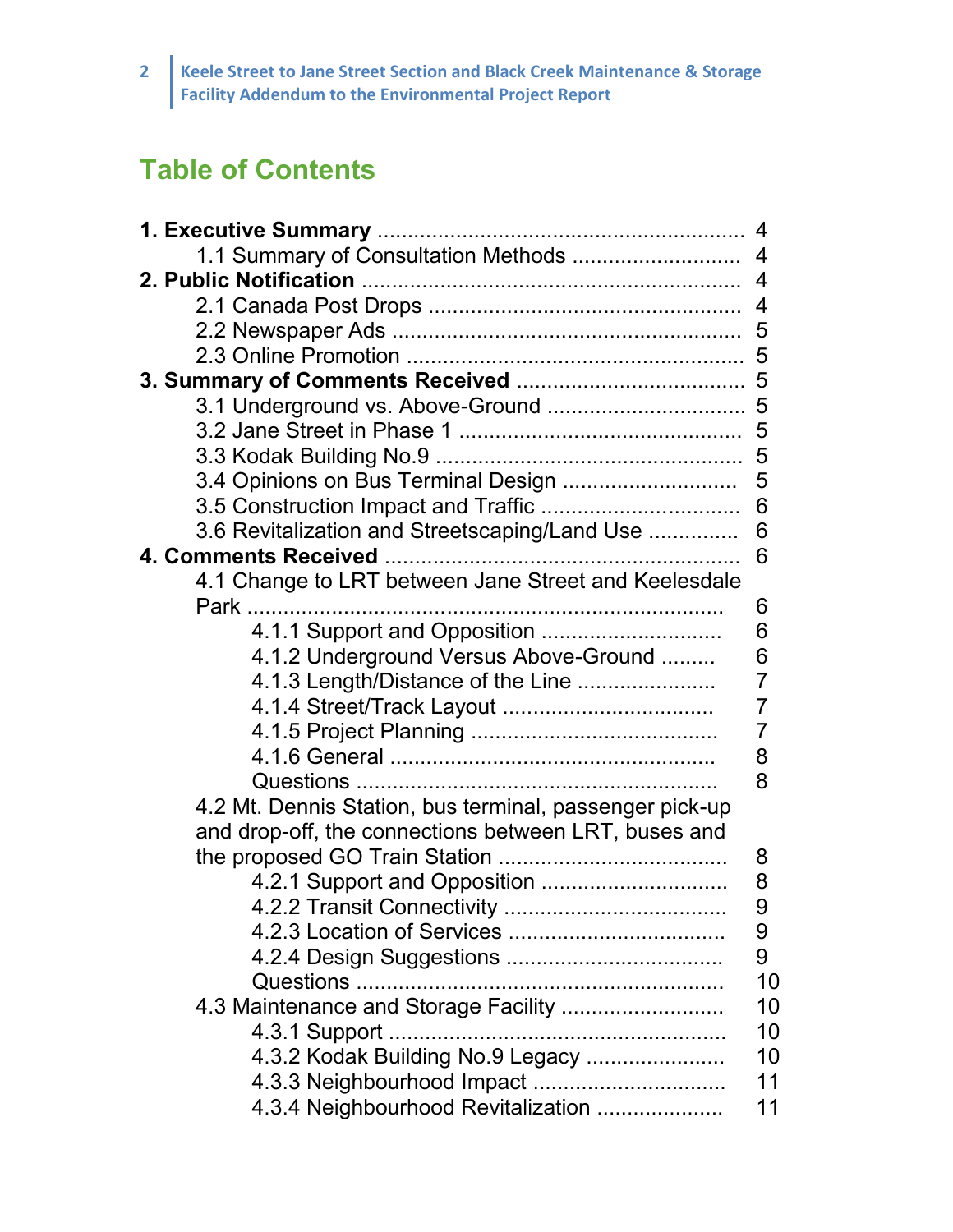## Table of Contents

**1. Executive Summary** ............................................................ 4
  1.1 Summary of Consultation Methods ............................ 4
**2. Public Notification** ............................................................ 4
  2.1 Canada Post Drops .................................................... 4
  2.2 Newspaper Ads ......................................................... 5
  2.3 Online Promotion ....................................................... 5
**3. Summary of Comments Received** ..................................... 5
  3.1 Underground vs. Above-Ground ................................ 5
  3.2 Jane Street in Phase 1 ............................................... 5
  3.3 Kodak Building No.9 .................................................. 5
  3.4 Opinions on Bus Terminal Design ............................ 5
  3.5 Construction Impact and Traffic ................................ 6
  3.6 Revitalization and Streetscaping/Land Use .............. 6
**4. Comments Received** .......................................................... 6
  4.1 Change to LRT between Jane Street and Keelesdale Park ............................................................................ 6
    4.1.1 Support and Opposition ............................. 6
    4.1.2 Underground Versus Above-Ground ......... 6
    4.1.3 Length/Distance of the Line ...................... 7
    4.1.4 Street/Track Layout .................................. 7
    4.1.5 Project Planning ........................................ 7
    4.1.6 General ...................................................... 8
    Questions .......................................................... 8
  4.2 Mt. Dennis Station, bus terminal, passenger pick-up and drop-off, the connections between LRT, buses and the proposed GO Train Station ..................................... 8
    4.2.1 Support and Opposition .............................. 8
    4.2.2 Transit Connectivity .................................... 9
    4.2.3 Location of Services ................................... 9
    4.2.4 Design Suggestions ................................... 9
    Questions ........................................................... 10
  4.3 Maintenance and Storage Facility ........................... 10
    4.3.1 Support ...................................................... 10
    4.3.2 Kodak Building No.9 Legacy ...................... 10
    4.3.3 Neighbourhood Impact ............................... 11
    4.3.4 Neighbourhood Revitalization .................... 11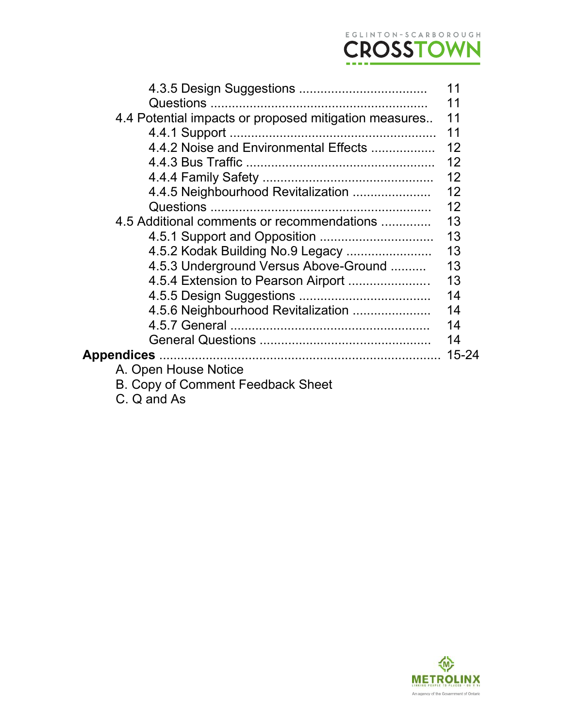| | |
|---|---|
| 4.3.5 Design Suggestions .................................... | 11 |
| Questions ............................................................ | 11 |
| 4.4 Potential impacts or proposed mitigation measures.. | 11 |
| 4.4.1 Support ......................................................... | 11 |
| 4.4.2 Noise and Environmental Effects .................. | 12 |
| 4.4.3 Bus Traffic ..................................................... | 12 |
| 4.4.4 Family Safety ................................................ | 12 |
| 4.4.5 Neighbourhood Revitalization ...................... | 12 |
| Questions ............................................................. | 12 |
| 4.5 Additional comments or recommendations ............. | 13 |
| 4.5.1 Support and Opposition ................................ | 13 |
| 4.5.2 Kodak Building No.9 Legacy ........................ | 13 |
| 4.5.3 Underground Versus Above-Ground .......... | 13 |
| 4.5.4 Extension to Pearson Airport ....................... | 13 |
| 4.5.5 Design Suggestions ..................................... | 14 |
| 4.5.6 Neighbourhood Revitalization ...................... | 14 |
| 4.5.7 General ........................................................ | 14 |
| General Questions ................................................ | 14 |
| **Appendices** .............................................................................. | 15-24 |

A. Open House Notice
B. Copy of Comment Feedback Sheet
C. Q and As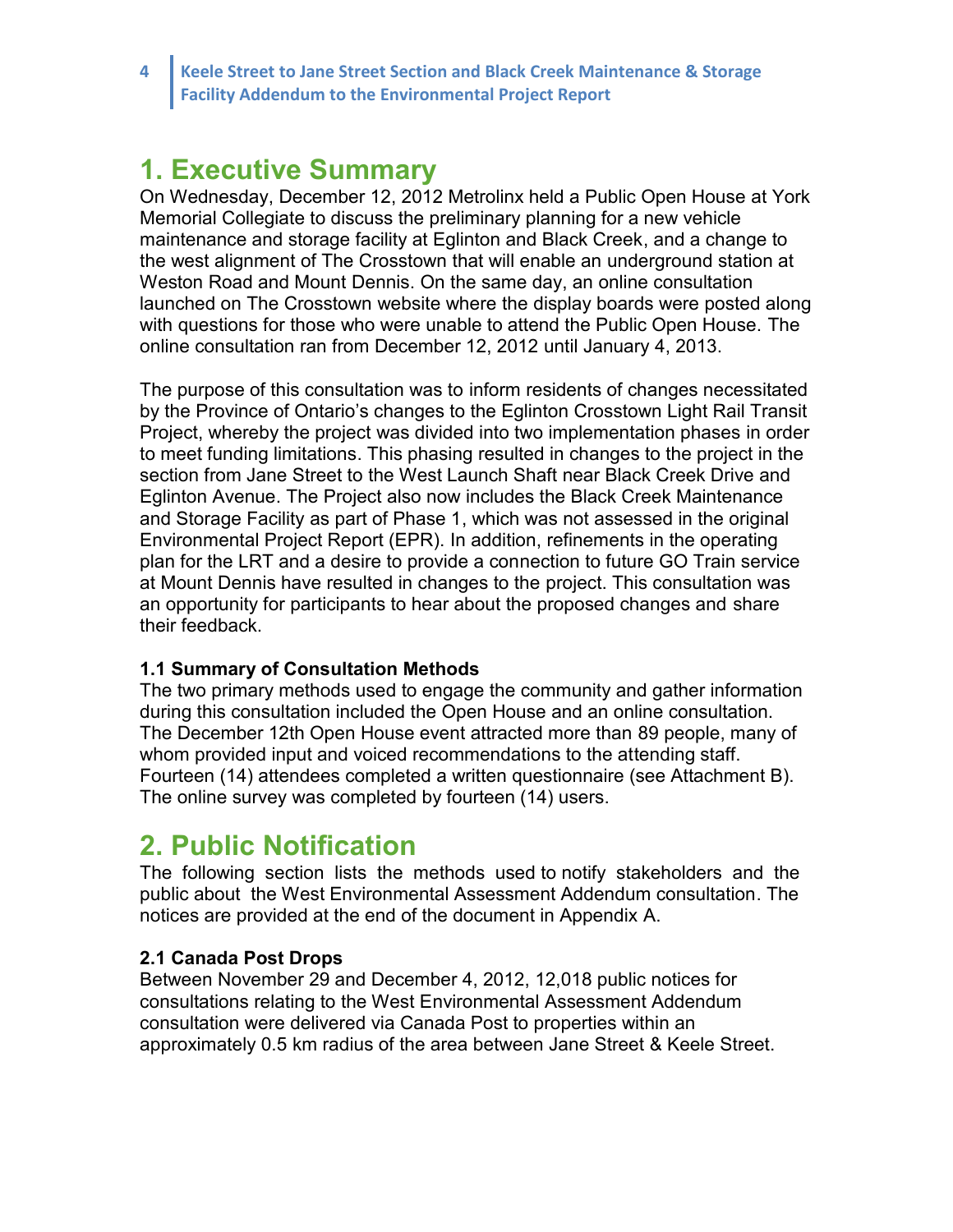# 1. Executive Summary

On Wednesday, December 12, 2012 Metrolinx held a Public Open House at York Memorial Collegiate to discuss the preliminary planning for a new vehicle maintenance and storage facility at Eglinton and Black Creek, and a change to the west alignment of The Crosstown that will enable an underground station at Weston Road and Mount Dennis. On the same day, an online consultation launched on The Crosstown website where the display boards were posted along with questions for those who were unable to attend the Public Open House. The online consultation ran from December 12, 2012 until January 4, 2013.

The purpose of this consultation was to inform residents of changes necessitated by the Province of Ontario's changes to the Eglinton Crosstown Light Rail Transit Project, whereby the project was divided into two implementation phases in order to meet funding limitations. This phasing resulted in changes to the project in the section from Jane Street to the West Launch Shaft near Black Creek Drive and Eglinton Avenue. The Project also now includes the Black Creek Maintenance and Storage Facility as part of Phase 1, which was not assessed in the original Environmental Project Report (EPR). In addition, refinements in the operating plan for the LRT and a desire to provide a connection to future GO Train service at Mount Dennis have resulted in changes to the project. This consultation was an opportunity for participants to hear about the proposed changes and share their feedback.

### 1.1 Summary of Consultation Methods

The two primary methods used to engage the community and gather information during this consultation included the Open House and an online consultation. The December 12th Open House event attracted more than 89 people, many of whom provided input and voiced recommendations to the attending staff. Fourteen (14) attendees completed a written questionnaire (see Attachment B). The online survey was completed by fourteen (14) users.

# 2. Public Notification

The following section lists the methods used to notify stakeholders and the public about the West Environmental Assessment Addendum consultation. The notices are provided at the end of the document in Appendix A.

### 2.1 Canada Post Drops

Between November 29 and December 4, 2012, 12,018 public notices for consultations relating to the West Environmental Assessment Addendum consultation were delivered via Canada Post to properties within an approximately 0.5 km radius of the area between Jane Street & Keele Street.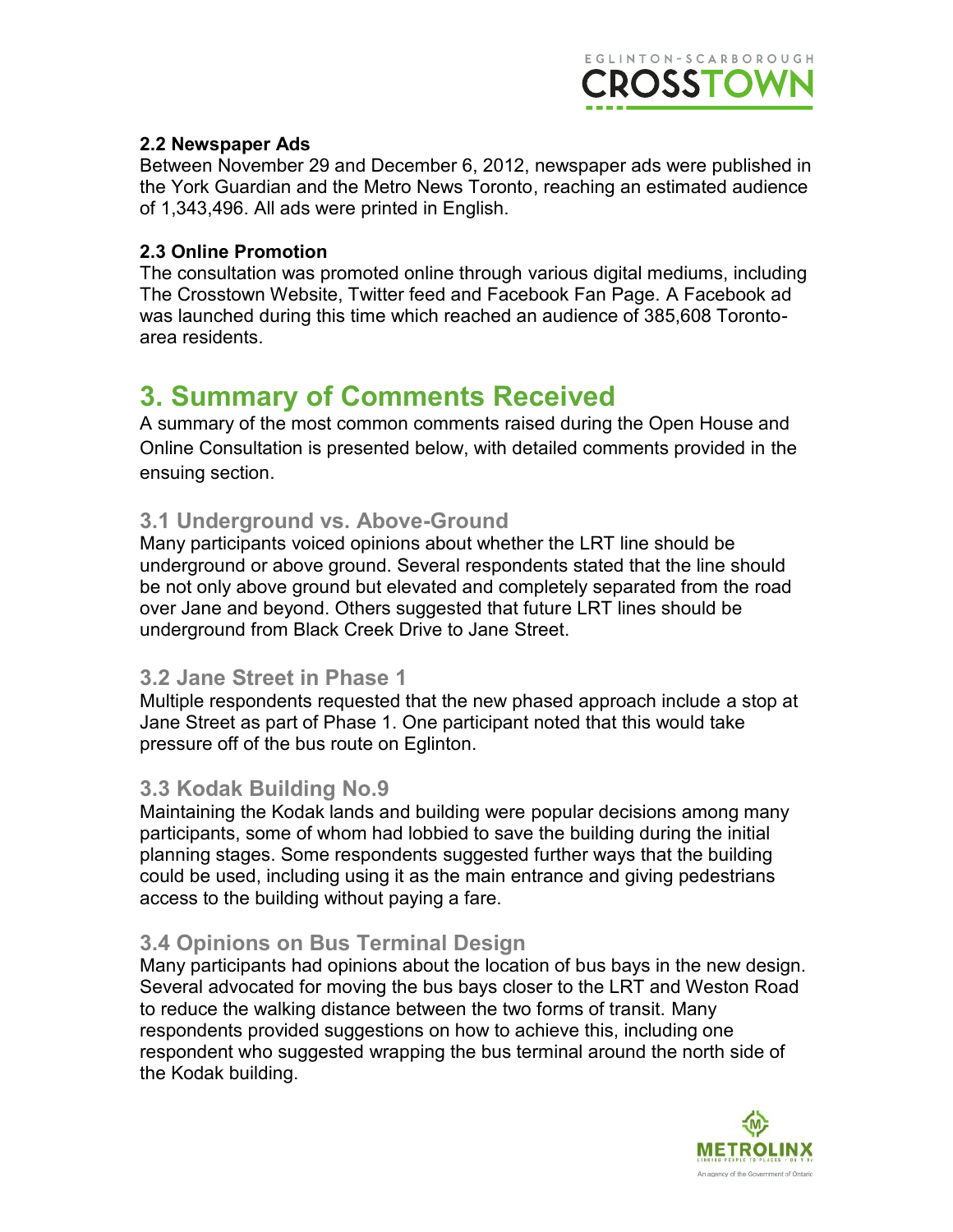### 2.2 Newspaper Ads

Between November 29 and December 6, 2012, newspaper ads were published in the York Guardian and the Metro News Toronto, reaching an estimated audience of 1,343,496. All ads were printed in English.

### 2.3 Online Promotion

The consultation was promoted online through various digital mediums, including The Crosstown Website, Twitter feed and Facebook Fan Page. A Facebook ad was launched during this time which reached an audience of 385,608 Toronto-area residents.

# 3. Summary of Comments Received

A summary of the most common comments raised during the Open House and Online Consultation is presented below, with detailed comments provided in the ensuing section.

## 3.1 Underground vs. Above-Ground

Many participants voiced opinions about whether the LRT line should be underground or above ground. Several respondents stated that the line should be not only above ground but elevated and completely separated from the road over Jane and beyond. Others suggested that future LRT lines should be underground from Black Creek Drive to Jane Street.

## 3.2 Jane Street in Phase 1

Multiple respondents requested that the new phased approach include a stop at Jane Street as part of Phase 1. One participant noted that this would take pressure off of the bus route on Eglinton.

## 3.3 Kodak Building No.9

Maintaining the Kodak lands and building were popular decisions among many participants, some of whom had lobbied to save the building during the initial planning stages. Some respondents suggested further ways that the building could be used, including using it as the main entrance and giving pedestrians access to the building without paying a fare.

## 3.4 Opinions on Bus Terminal Design

Many participants had opinions about the location of bus bays in the new design. Several advocated for moving the bus bays closer to the LRT and Weston Road to reduce the walking distance between the two forms of transit. Many respondents provided suggestions on how to achieve this, including one respondent who suggested wrapping the bus terminal around the north side of the Kodak building.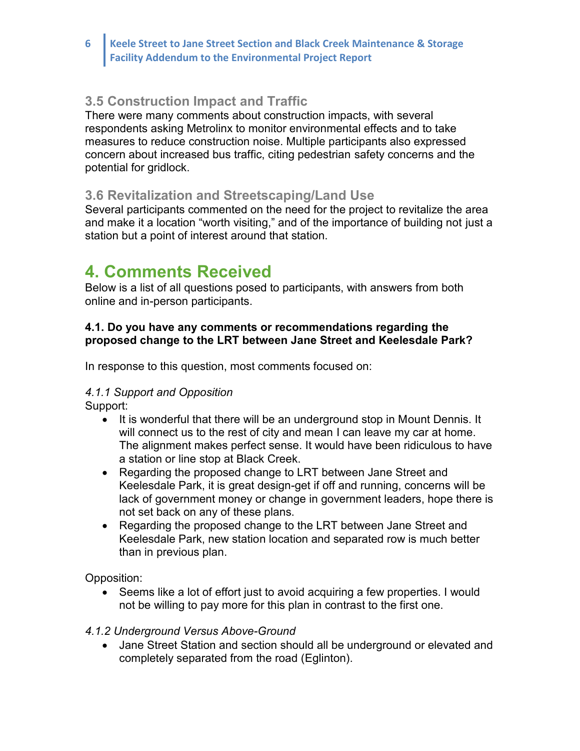### 3.5 Construction Impact and Traffic

There were many comments about construction impacts, with several respondents asking Metrolinx to monitor environmental effects and to take measures to reduce construction noise. Multiple participants also expressed concern about increased bus traffic, citing pedestrian safety concerns and the potential for gridlock.

### 3.6 Revitalization and Streetscaping/Land Use

Several participants commented on the need for the project to revitalize the area and make it a location "worth visiting," and of the importance of building not just a station but a point of interest around that station.

## 4. Comments Received

Below is a list of all questions posed to participants, with answers from both online and in-person participants.

**4.1. Do you have any comments or recommendations regarding the proposed change to the LRT between Jane Street and Keelesdale Park?**

In response to this question, most comments focused on:

*4.1.1 Support and Opposition*

Support:

- It is wonderful that there will be an underground stop in Mount Dennis. It will connect us to the rest of city and mean I can leave my car at home. The alignment makes perfect sense. It would have been ridiculous to have a station or line stop at Black Creek.
- Regarding the proposed change to LRT between Jane Street and Keelesdale Park, it is great design-get if off and running, concerns will be lack of government money or change in government leaders, hope there is not set back on any of these plans.
- Regarding the proposed change to the LRT between Jane Street and Keelesdale Park, new station location and separated row is much better than in previous plan.

Opposition:

- Seems like a lot of effort just to avoid acquiring a few properties. I would not be willing to pay more for this plan in contrast to the first one.

*4.1.2 Underground Versus Above-Ground*

- Jane Street Station and section should all be underground or elevated and completely separated from the road (Eglinton).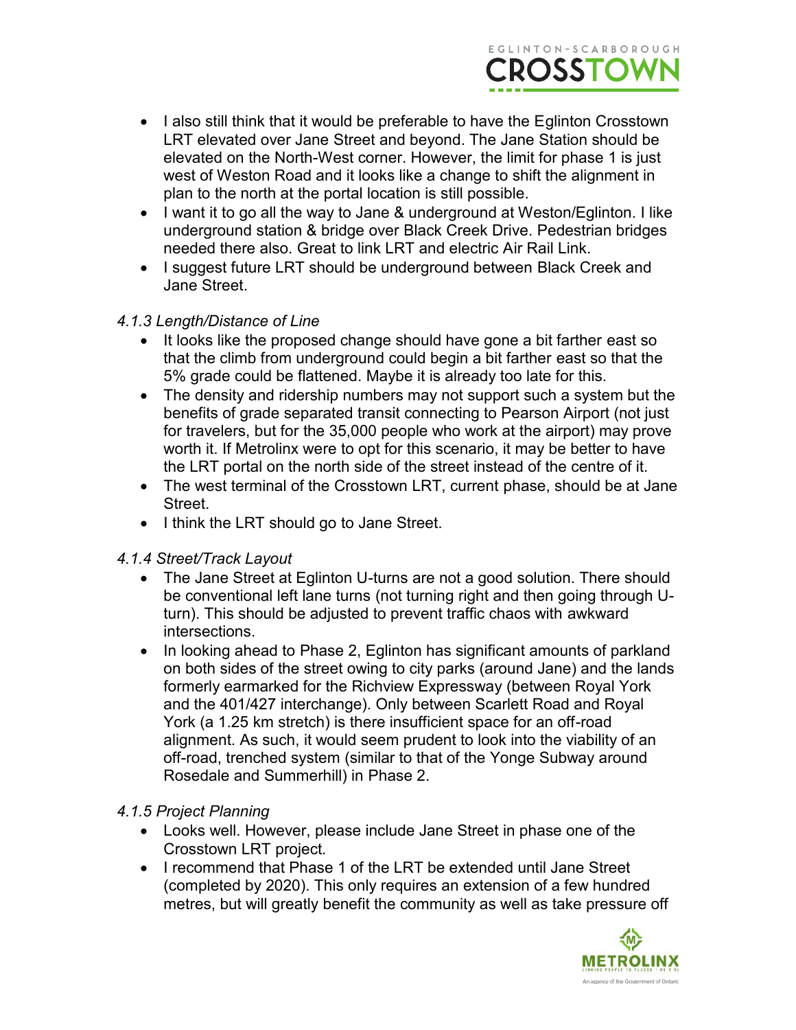- I also still think that it would be preferable to have the Eglinton Crosstown LRT elevated over Jane Street and beyond. The Jane Station should be elevated on the North-West corner. However, the limit for phase 1 is just west of Weston Road and it looks like a change to shift the alignment in plan to the north at the portal location is still possible.
- I want it to go all the way to Jane & underground at Weston/Eglinton. I like underground station & bridge over Black Creek Drive. Pedestrian bridges needed there also. Great to link LRT and electric Air Rail Link.
- I suggest future LRT should be underground between Black Creek and Jane Street.

*4.1.3 Length/Distance of Line*

- It looks like the proposed change should have gone a bit farther east so that the climb from underground could begin a bit farther east so that the 5% grade could be flattened. Maybe it is already too late for this.
- The density and ridership numbers may not support such a system but the benefits of grade separated transit connecting to Pearson Airport (not just for travelers, but for the 35,000 people who work at the airport) may prove worth it. If Metrolinx were to opt for this scenario, it may be better to have the LRT portal on the north side of the street instead of the centre of it.
- The west terminal of the Crosstown LRT, current phase, should be at Jane Street.
- I think the LRT should go to Jane Street.

*4.1.4 Street/Track Layout*

- The Jane Street at Eglinton U-turns are not a good solution. There should be conventional left lane turns (not turning right and then going through U-turn). This should be adjusted to prevent traffic chaos with awkward intersections.
- In looking ahead to Phase 2, Eglinton has significant amounts of parkland on both sides of the street owing to city parks (around Jane) and the lands formerly earmarked for the Richview Expressway (between Royal York and the 401/427 interchange). Only between Scarlett Road and Royal York (a 1.25 km stretch) is there insufficient space for an off-road alignment. As such, it would seem prudent to look into the viability of an off-road, trenched system (similar to that of the Yonge Subway around Rosedale and Summerhill) in Phase 2.

*4.1.5 Project Planning*

- Looks well. However, please include Jane Street in phase one of the Crosstown LRT project.
- I recommend that Phase 1 of the LRT be extended until Jane Street (completed by 2020). This only requires an extension of a few hundred metres, but will greatly benefit the community as well as take pressure off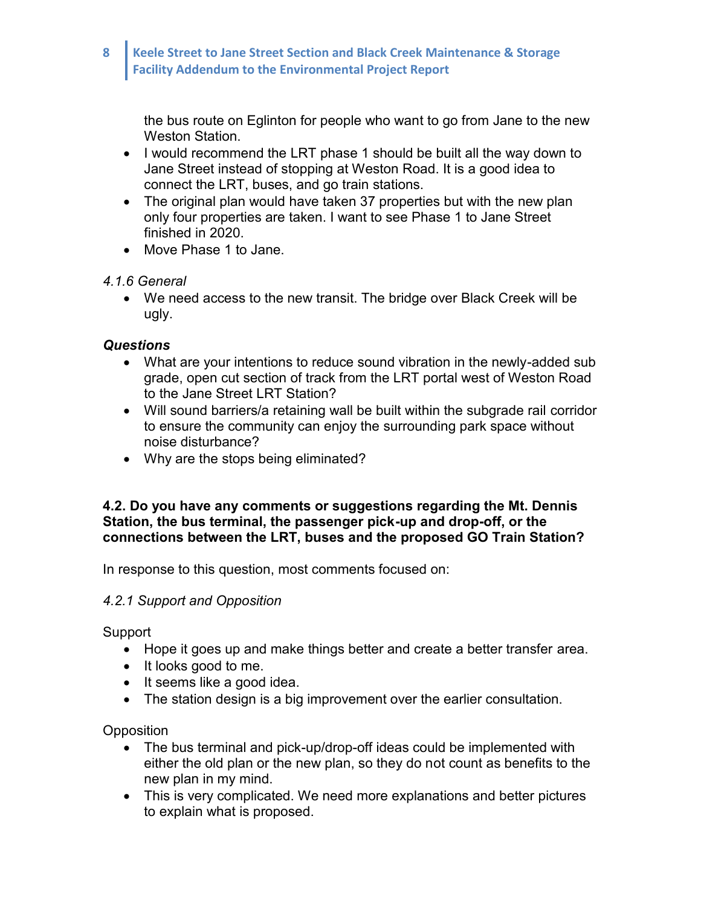the bus route on Eglinton for people who want to go from Jane to the new Weston Station.

- I would recommend the LRT phase 1 should be built all the way down to Jane Street instead of stopping at Weston Road. It is a good idea to connect the LRT, buses, and go train stations.
- The original plan would have taken 37 properties but with the new plan only four properties are taken. I want to see Phase 1 to Jane Street finished in 2020.
- Move Phase 1 to Jane.

*4.1.6 General*

- We need access to the new transit. The bridge over Black Creek will be ugly.

***Questions***

- What are your intentions to reduce sound vibration in the newly-added sub grade, open cut section of track from the LRT portal west of Weston Road to the Jane Street LRT Station?
- Will sound barriers/a retaining wall be built within the subgrade rail corridor to ensure the community can enjoy the surrounding park space without noise disturbance?
- Why are the stops being eliminated?

**4.2. Do you have any comments or suggestions regarding the Mt. Dennis Station, the bus terminal, the passenger pick-up and drop-off, or the connections between the LRT, buses and the proposed GO Train Station?**

In response to this question, most comments focused on:

*4.2.1 Support and Opposition*

Support

- Hope it goes up and make things better and create a better transfer area.
- It looks good to me.
- It seems like a good idea.
- The station design is a big improvement over the earlier consultation.

Opposition

- The bus terminal and pick-up/drop-off ideas could be implemented with either the old plan or the new plan, so they do not count as benefits to the new plan in my mind.
- This is very complicated. We need more explanations and better pictures to explain what is proposed.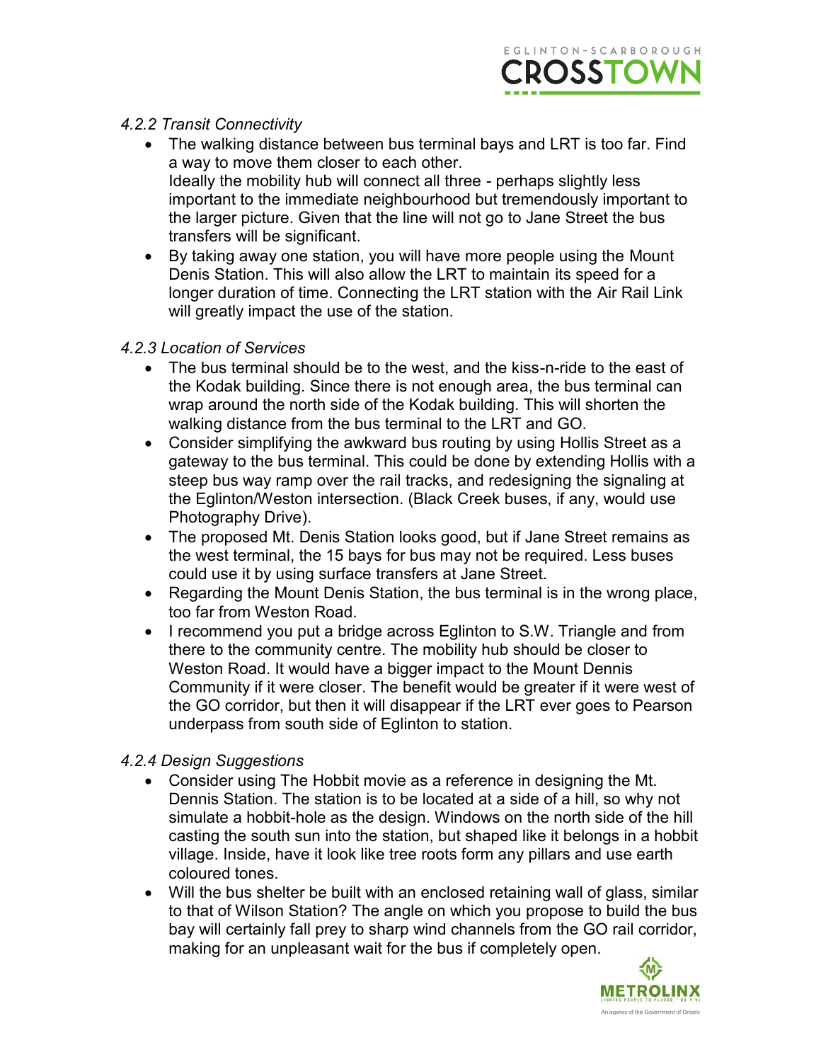*4.2.2 Transit Connectivity*

- The walking distance between bus terminal bays and LRT is too far. Find a way to move them closer to each other.
  Ideally the mobility hub will connect all three - perhaps slightly less important to the immediate neighbourhood but tremendously important to the larger picture. Given that the line will not go to Jane Street the bus transfers will be significant.
- By taking away one station, you will have more people using the Mount Denis Station. This will also allow the LRT to maintain its speed for a longer duration of time. Connecting the LRT station with the Air Rail Link will greatly impact the use of the station.

*4.2.3 Location of Services*

- The bus terminal should be to the west, and the kiss-n-ride to the east of the Kodak building. Since there is not enough area, the bus terminal can wrap around the north side of the Kodak building. This will shorten the walking distance from the bus terminal to the LRT and GO.
- Consider simplifying the awkward bus routing by using Hollis Street as a gateway to the bus terminal. This could be done by extending Hollis with a steep bus way ramp over the rail tracks, and redesigning the signaling at the Eglinton/Weston intersection. (Black Creek buses, if any, would use Photography Drive).
- The proposed Mt. Denis Station looks good, but if Jane Street remains as the west terminal, the 15 bays for bus may not be required. Less buses could use it by using surface transfers at Jane Street.
- Regarding the Mount Denis Station, the bus terminal is in the wrong place, too far from Weston Road.
- I recommend you put a bridge across Eglinton to S.W. Triangle and from there to the community centre. The mobility hub should be closer to Weston Road. It would have a bigger impact to the Mount Dennis Community if it were closer. The benefit would be greater if it were west of the GO corridor, but then it will disappear if the LRT ever goes to Pearson underpass from south side of Eglinton to station.

*4.2.4 Design Suggestions*

- Consider using The Hobbit movie as a reference in designing the Mt. Dennis Station. The station is to be located at a side of a hill, so why not simulate a hobbit-hole as the design. Windows on the north side of the hill casting the south sun into the station, but shaped like it belongs in a hobbit village. Inside, have it look like tree roots form any pillars and use earth coloured tones.
- Will the bus shelter be built with an enclosed retaining wall of glass, similar to that of Wilson Station? The angle on which you propose to build the bus bay will certainly fall prey to sharp wind channels from the GO rail corridor, making for an unpleasant wait for the bus if completely open.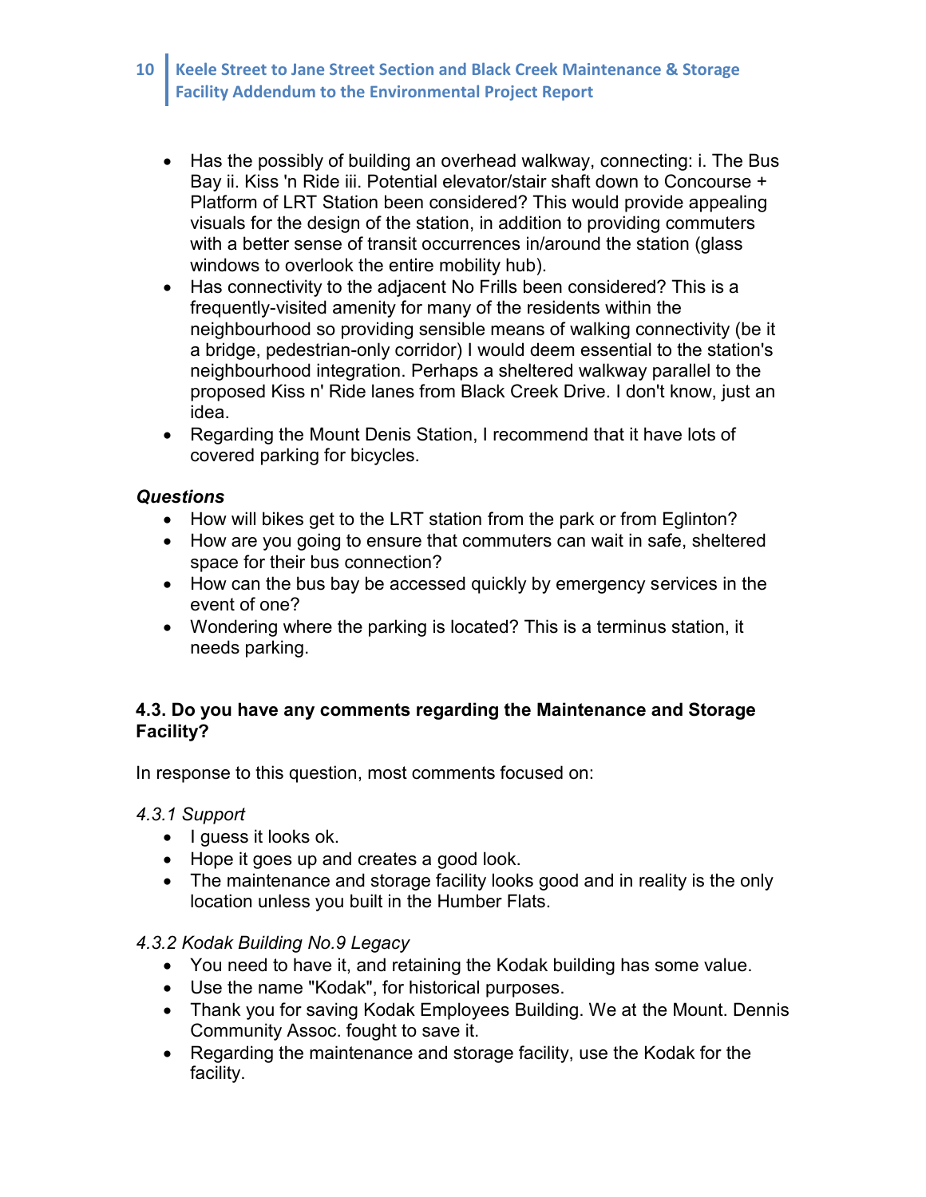- Has the possibly of building an overhead walkway, connecting: i. The Bus Bay ii. Kiss 'n Ride iii. Potential elevator/stair shaft down to Concourse + Platform of LRT Station been considered? This would provide appealing visuals for the design of the station, in addition to providing commuters with a better sense of transit occurrences in/around the station (glass windows to overlook the entire mobility hub).
- Has connectivity to the adjacent No Frills been considered? This is a frequently-visited amenity for many of the residents within the neighbourhood so providing sensible means of walking connectivity (be it a bridge, pedestrian-only corridor) I would deem essential to the station's neighbourhood integration. Perhaps a sheltered walkway parallel to the proposed Kiss n' Ride lanes from Black Creek Drive. I don't know, just an idea.
- Regarding the Mount Denis Station, I recommend that it have lots of covered parking for bicycles.

***Questions***

- How will bikes get to the LRT station from the park or from Eglinton?
- How are you going to ensure that commuters can wait in safe, sheltered space for their bus connection?
- How can the bus bay be accessed quickly by emergency services in the event of one?
- Wondering where the parking is located? This is a terminus station, it needs parking.

**4.3. Do you have any comments regarding the Maintenance and Storage Facility?**

In response to this question, most comments focused on:

*4.3.1 Support*

- I guess it looks ok.
- Hope it goes up and creates a good look.
- The maintenance and storage facility looks good and in reality is the only location unless you built in the Humber Flats.

*4.3.2 Kodak Building No.9 Legacy*

- You need to have it, and retaining the Kodak building has some value.
- Use the name "Kodak", for historical purposes.
- Thank you for saving Kodak Employees Building. We at the Mount. Dennis Community Assoc. fought to save it.
- Regarding the maintenance and storage facility, use the Kodak for the facility.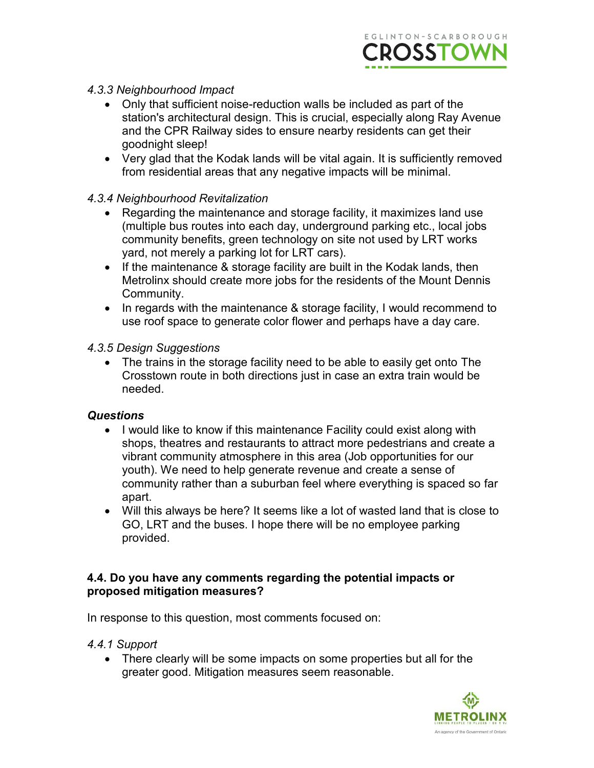*4.3.3 Neighbourhood Impact*

- Only that sufficient noise-reduction walls be included as part of the station's architectural design. This is crucial, especially along Ray Avenue and the CPR Railway sides to ensure nearby residents can get their goodnight sleep!
- Very glad that the Kodak lands will be vital again. It is sufficiently removed from residential areas that any negative impacts will be minimal.

*4.3.4 Neighbourhood Revitalization*

- Regarding the maintenance and storage facility, it maximizes land use (multiple bus routes into each day, underground parking etc., local jobs community benefits, green technology on site not used by LRT works yard, not merely a parking lot for LRT cars).
- If the maintenance & storage facility are built in the Kodak lands, then Metrolinx should create more jobs for the residents of the Mount Dennis Community.
- In regards with the maintenance & storage facility, I would recommend to use roof space to generate color flower and perhaps have a day care.

*4.3.5 Design Suggestions*

- The trains in the storage facility need to be able to easily get onto The Crosstown route in both directions just in case an extra train would be needed.

***Questions***

- I would like to know if this maintenance Facility could exist along with shops, theatres and restaurants to attract more pedestrians and create a vibrant community atmosphere in this area (Job opportunities for our youth). We need to help generate revenue and create a sense of community rather than a suburban feel where everything is spaced so far apart.
- Will this always be here? It seems like a lot of wasted land that is close to GO, LRT and the buses. I hope there will be no employee parking provided.

**4.4. Do you have any comments regarding the potential impacts or proposed mitigation measures?**

In response to this question, most comments focused on:

*4.4.1 Support*

- There clearly will be some impacts on some properties but all for the greater good. Mitigation measures seem reasonable.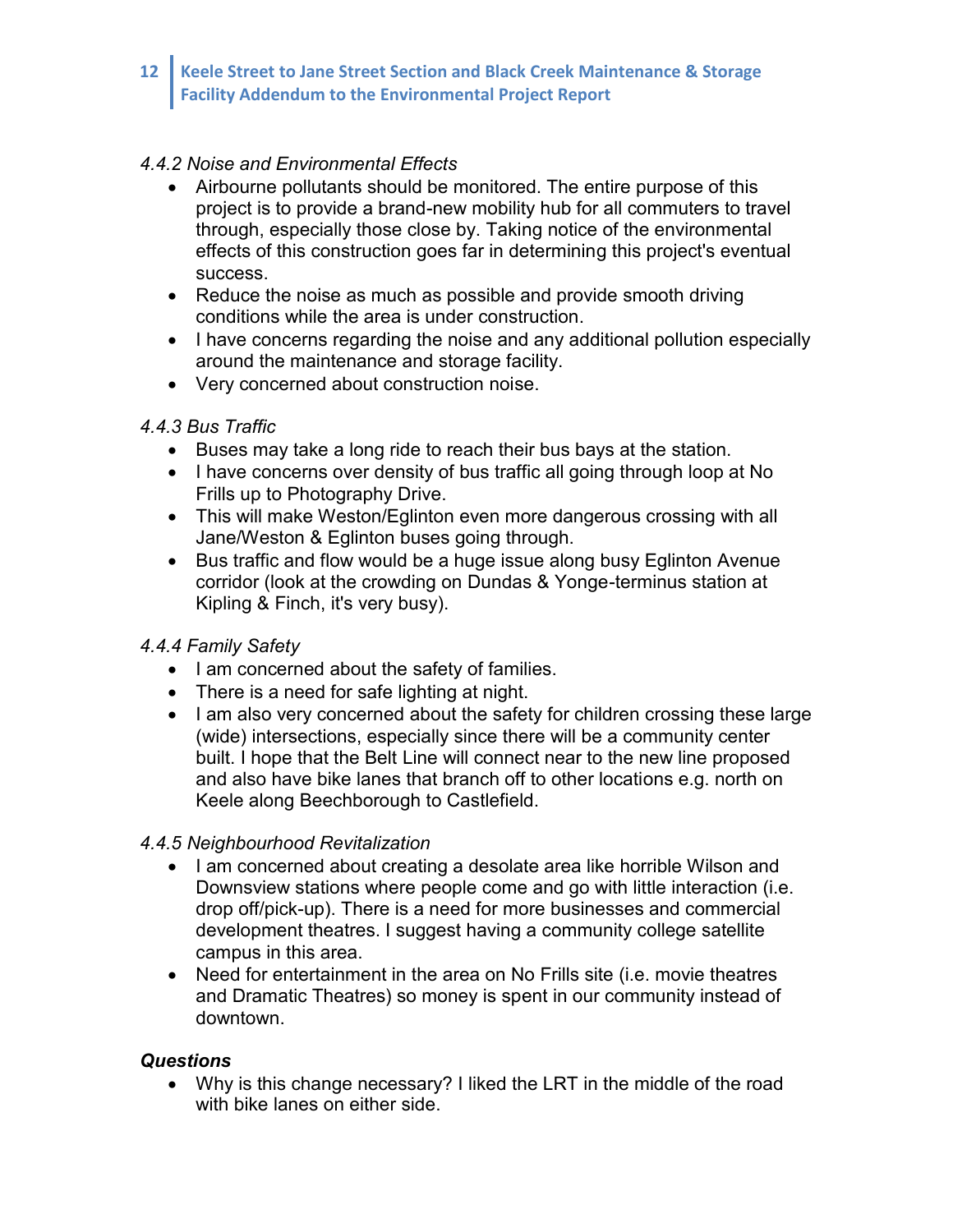*4.4.2 Noise and Environmental Effects*

- Airbourne pollutants should be monitored. The entire purpose of this project is to provide a brand-new mobility hub for all commuters to travel through, especially those close by. Taking notice of the environmental effects of this construction goes far in determining this project's eventual success.
- Reduce the noise as much as possible and provide smooth driving conditions while the area is under construction.
- I have concerns regarding the noise and any additional pollution especially around the maintenance and storage facility.
- Very concerned about construction noise.

*4.4.3 Bus Traffic*

- Buses may take a long ride to reach their bus bays at the station.
- I have concerns over density of bus traffic all going through loop at No Frills up to Photography Drive.
- This will make Weston/Eglinton even more dangerous crossing with all Jane/Weston & Eglinton buses going through.
- Bus traffic and flow would be a huge issue along busy Eglinton Avenue corridor (look at the crowding on Dundas & Yonge-terminus station at Kipling & Finch, it's very busy).

*4.4.4 Family Safety*

- I am concerned about the safety of families.
- There is a need for safe lighting at night.
- I am also very concerned about the safety for children crossing these large (wide) intersections, especially since there will be a community center built. I hope that the Belt Line will connect near to the new line proposed and also have bike lanes that branch off to other locations e.g. north on Keele along Beechborough to Castlefield.

*4.4.5 Neighbourhood Revitalization*

- I am concerned about creating a desolate area like horrible Wilson and Downsview stations where people come and go with little interaction (i.e. drop off/pick-up). There is a need for more businesses and commercial development theatres. I suggest having a community college satellite campus in this area.
- Need for entertainment in the area on No Frills site (i.e. movie theatres and Dramatic Theatres) so money is spent in our community instead of downtown.

***Questions***

- Why is this change necessary? I liked the LRT in the middle of the road with bike lanes on either side.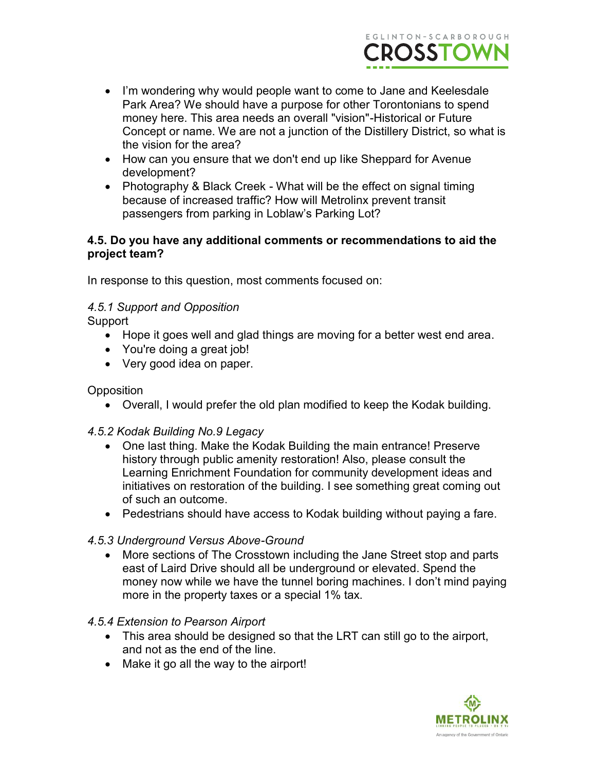- I'm wondering why would people want to come to Jane and Keelesdale Park Area? We should have a purpose for other Torontonians to spend money here. This area needs an overall "vision"-Historical or Future Concept or name. We are not a junction of the Distillery District, so what is the vision for the area?
- How can you ensure that we don't end up like Sheppard for Avenue development?
- Photography & Black Creek - What will be the effect on signal timing because of increased traffic? How will Metrolinx prevent transit passengers from parking in Loblaw's Parking Lot?

**4.5. Do you have any additional comments or recommendations to aid the project team?**

In response to this question, most comments focused on:

*4.5.1 Support and Opposition*

Support

- Hope it goes well and glad things are moving for a better west end area.
- You're doing a great job!
- Very good idea on paper.

Opposition

- Overall, I would prefer the old plan modified to keep the Kodak building.

*4.5.2 Kodak Building No.9 Legacy*

- One last thing. Make the Kodak Building the main entrance! Preserve history through public amenity restoration! Also, please consult the Learning Enrichment Foundation for community development ideas and initiatives on restoration of the building. I see something great coming out of such an outcome.
- Pedestrians should have access to Kodak building without paying a fare.

*4.5.3 Underground Versus Above-Ground*

- More sections of The Crosstown including the Jane Street stop and parts east of Laird Drive should all be underground or elevated. Spend the money now while we have the tunnel boring machines. I don't mind paying more in the property taxes or a special 1% tax.

*4.5.4 Extension to Pearson Airport*

- This area should be designed so that the LRT can still go to the airport, and not as the end of the line.
- Make it go all the way to the airport!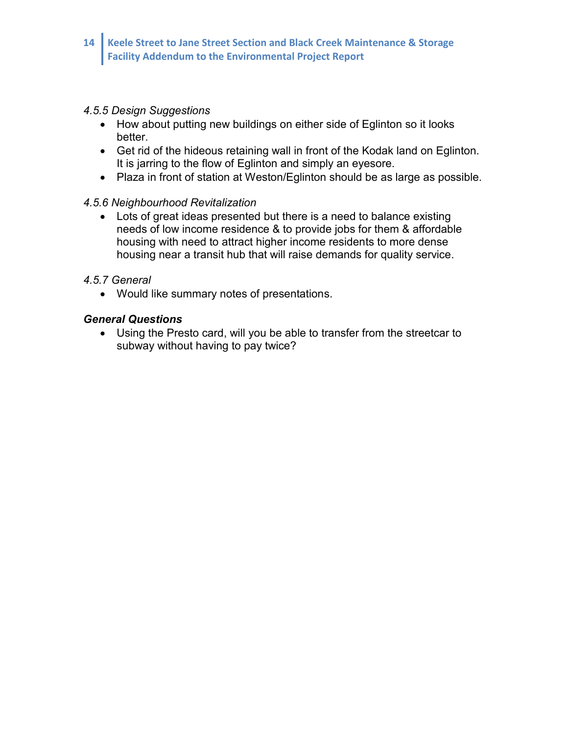*4.5.5 Design Suggestions*

- How about putting new buildings on either side of Eglinton so it looks better.
- Get rid of the hideous retaining wall in front of the Kodak land on Eglinton. It is jarring to the flow of Eglinton and simply an eyesore.
- Plaza in front of station at Weston/Eglinton should be as large as possible.

*4.5.6 Neighbourhood Revitalization*

- Lots of great ideas presented but there is a need to balance existing needs of low income residence & to provide jobs for them & affordable housing with need to attract higher income residents to more dense housing near a transit hub that will raise demands for quality service.

*4.5.7 General*

- Would like summary notes of presentations.

***General Questions***

- Using the Presto card, will you be able to transfer from the streetcar to subway without having to pay twice?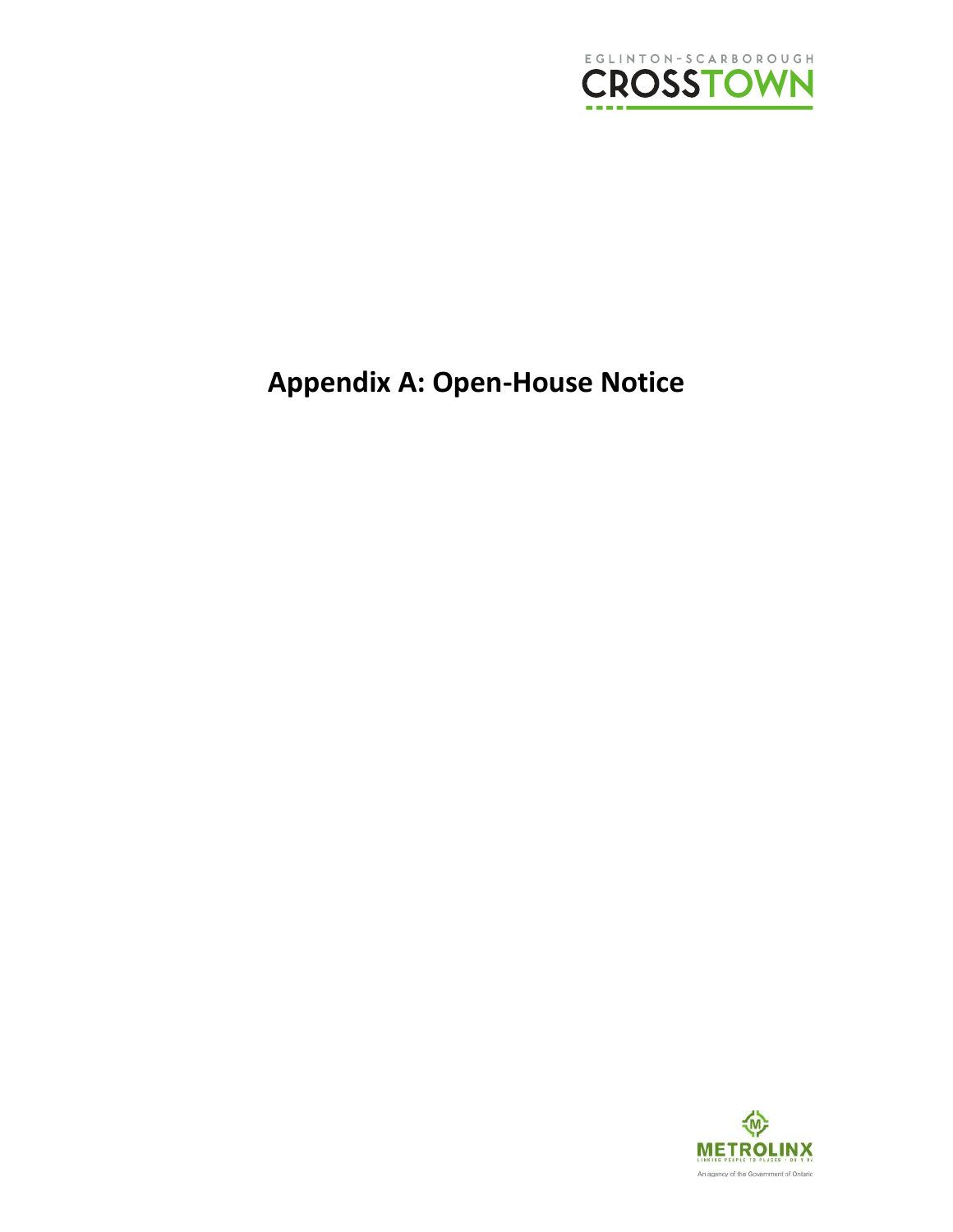# Appendix A: Open-House Notice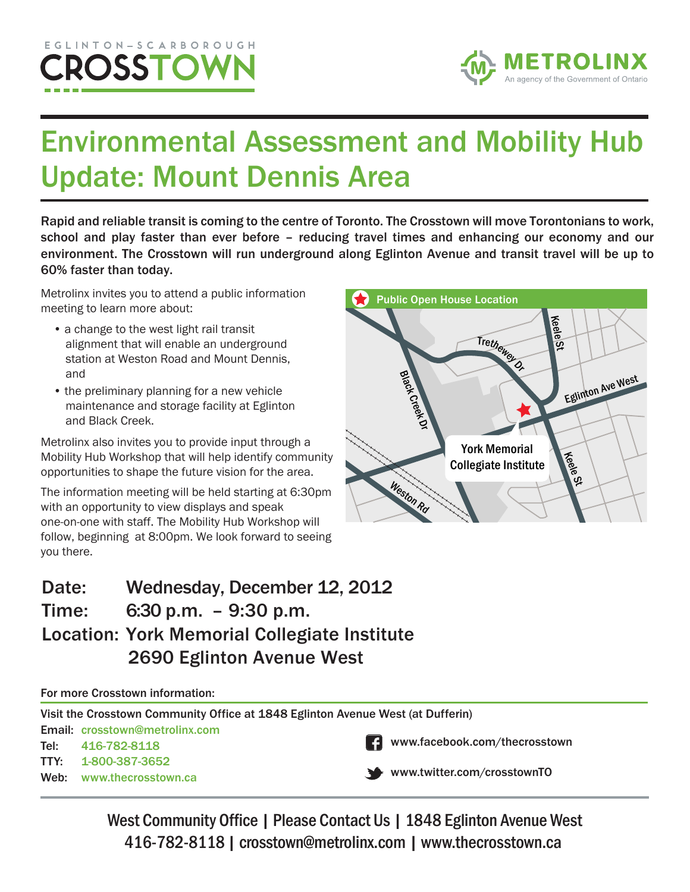EGLINTON–SCARBOROUGH CROSSTOWN

METROLINX
An agency of the Government of Ontario

# Environmental Assessment and Mobility Hub Update: Mount Dennis Area

**Rapid and reliable transit is coming to the centre of Toronto. The Crosstown will move Torontonians to work, school and play faster than ever before – reducing travel times and enhancing our economy and our environment. The Crosstown will run underground along Eglinton Avenue and transit travel will be up to 60% faster than today.**

Metrolinx invites you to attend a public information meeting to learn more about:

- a change to the west light rail transit alignment that will enable an underground station at Weston Road and Mount Dennis, and
- the preliminary planning for a new vehicle maintenance and storage facility at Eglinton and Black Creek.

Metrolinx also invites you to provide input through a Mobility Hub Workshop that will help identify community opportunities to shape the future vision for the area.

The information meeting will be held starting at 6:30pm with an opportunity to view displays and speak one-on-one with staff. The Mobility Hub Workshop will follow, beginning at 8:00pm. We look forward to seeing you there.

**Public Open House Location**

Keele St, Trethewey Dr, Black Creek Dr, Eglinton Ave West, York Memorial Collegiate Institute, Keele St, Weston Rd

## Date: Wednesday, December 12, 2012
## Time: 6:30 p.m. – 9:30 p.m.
## Location: York Memorial Collegiate Institute 2690 Eglinton Avenue West

**For more Crosstown information:**

**Visit the Crosstown Community Office at 1848 Eglinton Avenue West (at Dufferin)**

**Email:** crosstown@metrolinx.com
**Tel:** 416-782-8118
**TTY:** 1-800-387-3652
**Web:** www.thecrosstown.ca

www.facebook.com/thecrosstown
www.twitter.com/crosstownTO

West Community Office | Please Contact Us | 1848 Eglinton Avenue West
416-782-8118 | crosstown@metrolinx.com | www.thecrosstown.ca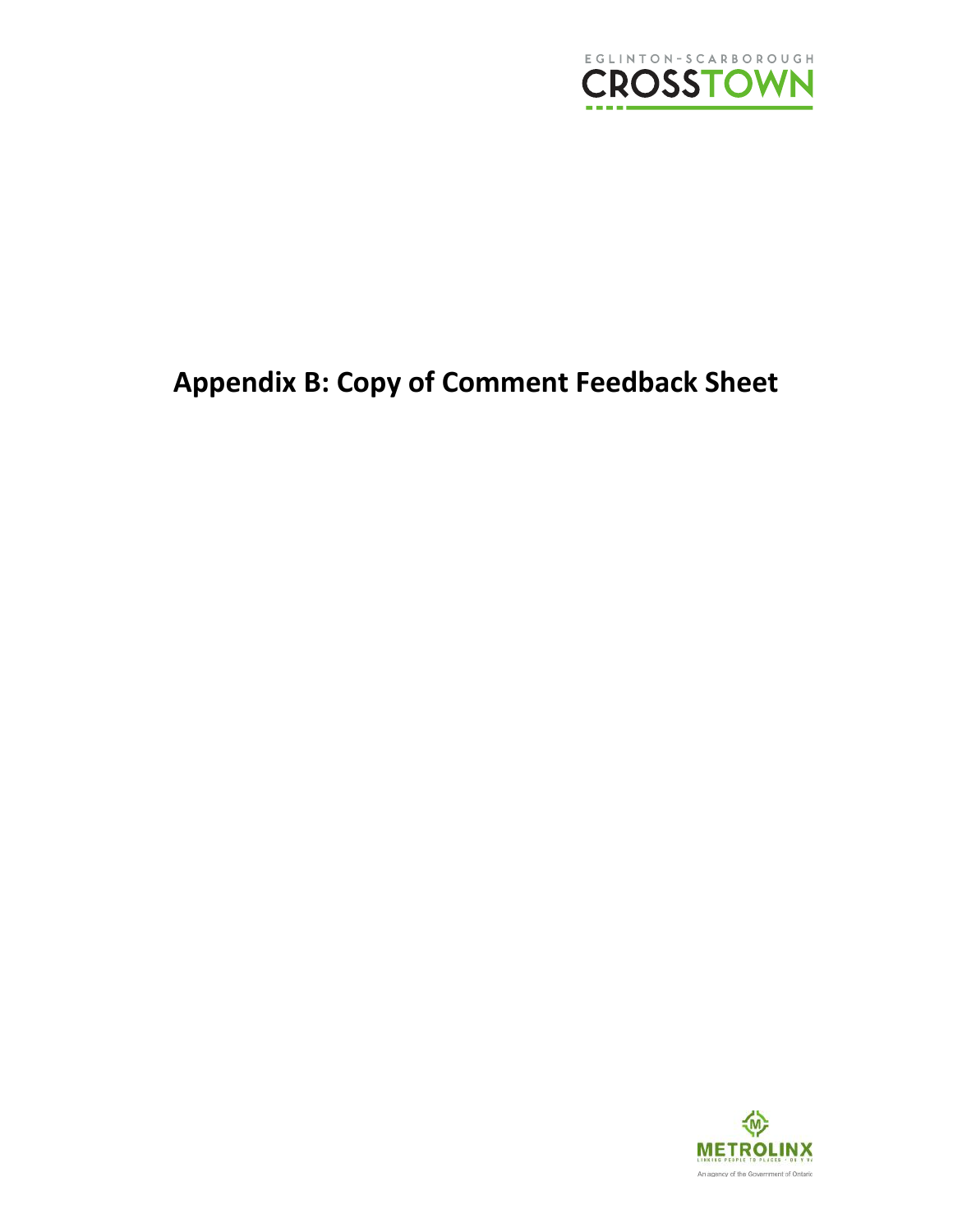# Appendix B: Copy of Comment Feedback Sheet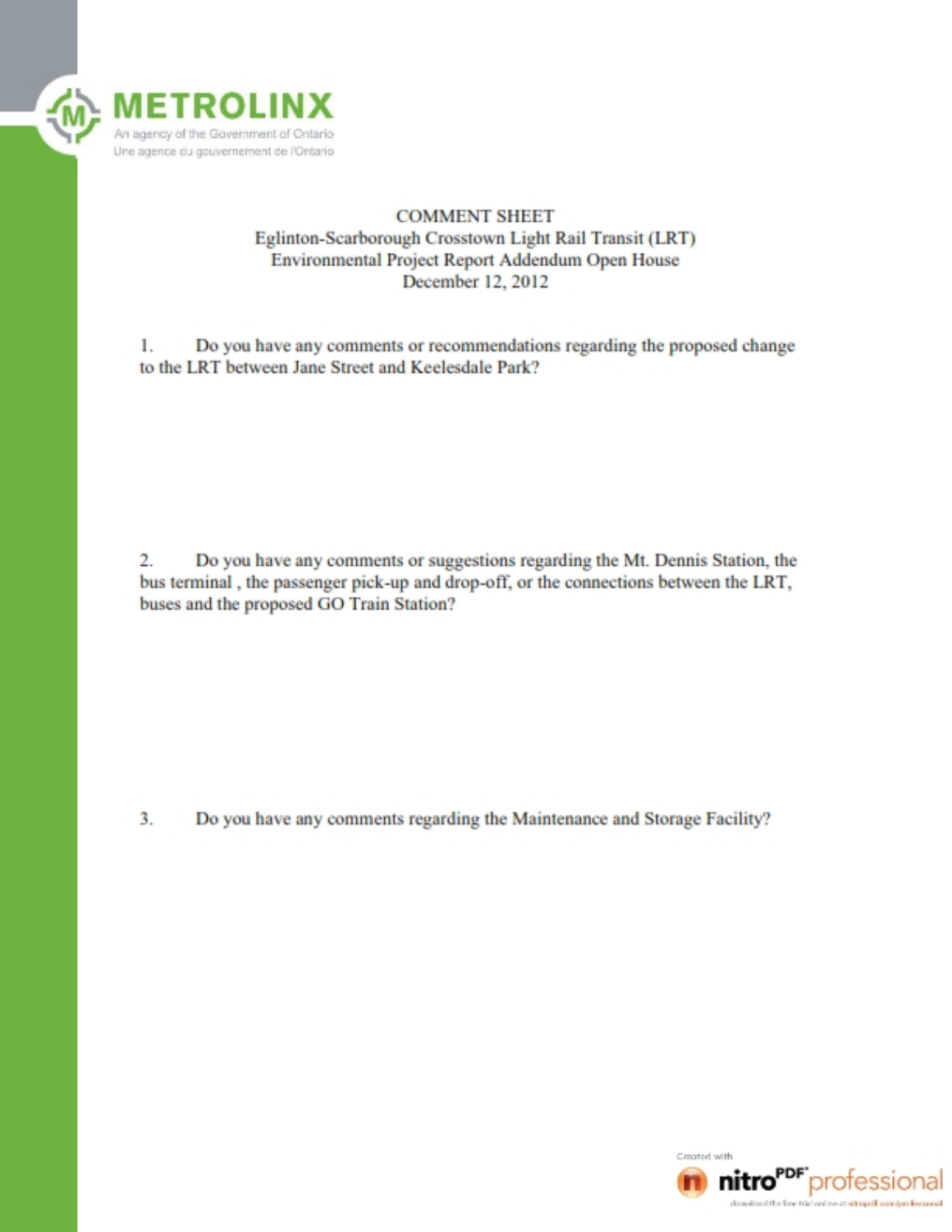METROLINX

An agency of the Government of Ontario

Une agence du gouvernement de l'Ontario

COMMENT SHEET

Eglinton-Scarborough Crosstown Light Rail Transit (LRT)

Environmental Project Report Addendum Open House

December 12, 2012

1. Do you have any comments or recommendations regarding the proposed change to the LRT between Jane Street and Keelesdale Park?

2. Do you have any comments or suggestions regarding the Mt. Dennis Station, the bus terminal , the passenger pick-up and drop-off, or the connections between the LRT, buses and the proposed GO Train Station?

3. Do you have any comments regarding the Maintenance and Storage Facility?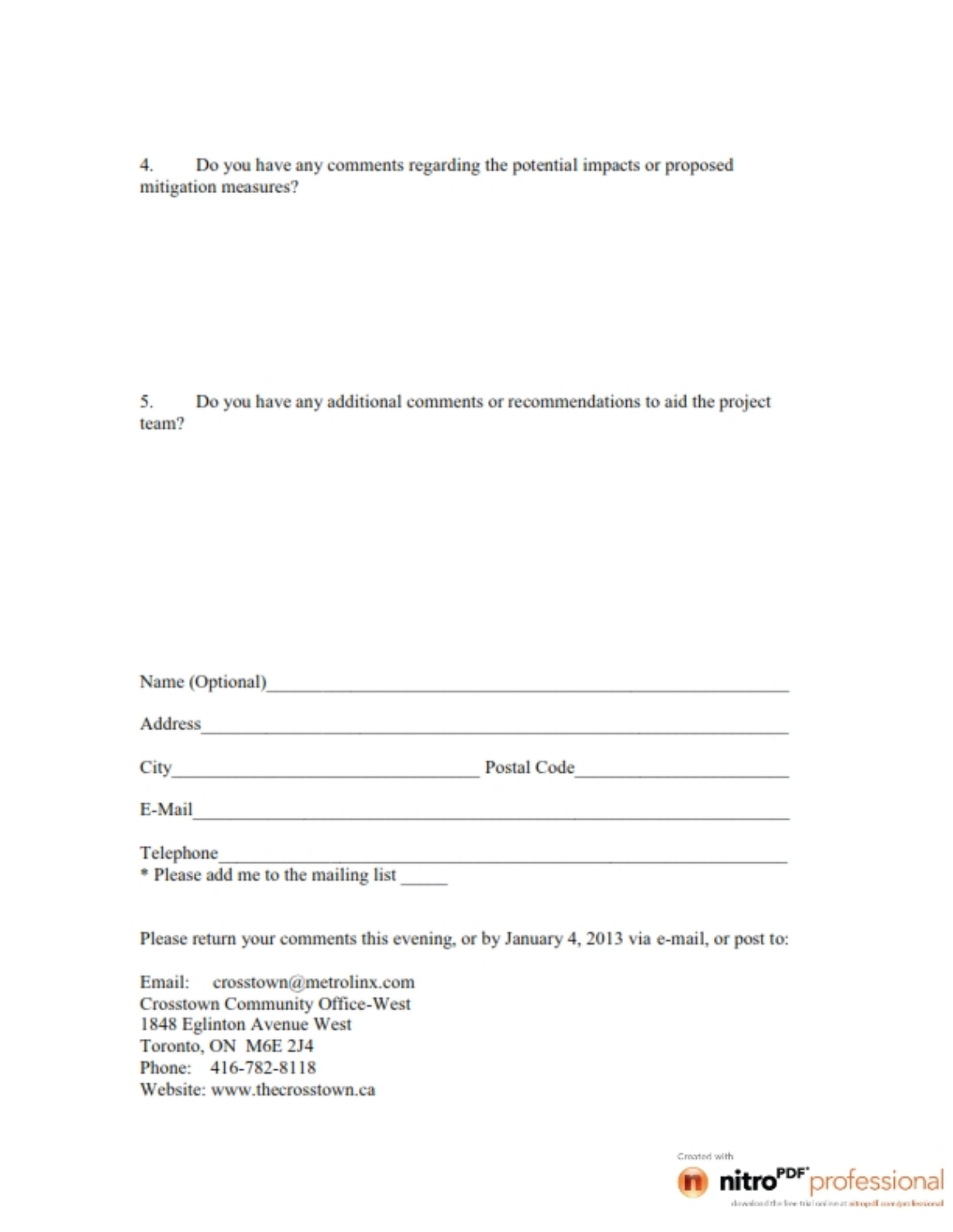4. Do you have any comments regarding the potential impacts or proposed mitigation measures?

5. Do you have any additional comments or recommendations to aid the project team?

Name (Optional)_______________________________________________

Address_______________________________________________________

City______________________________ Postal Code____________________

E-Mail________________________________________________________

Telephone_____________________________________________________

* Please add me to the mailing list _____

Please return your comments this evening, or by January 4, 2013 via e-mail, or post to:

Email: crosstown@metrolinx.com
Crosstown Community Office-West
1848 Eglinton Avenue West
Toronto, ON M6E 2J4
Phone: 416-782-8118
Website: www.thecrosstown.ca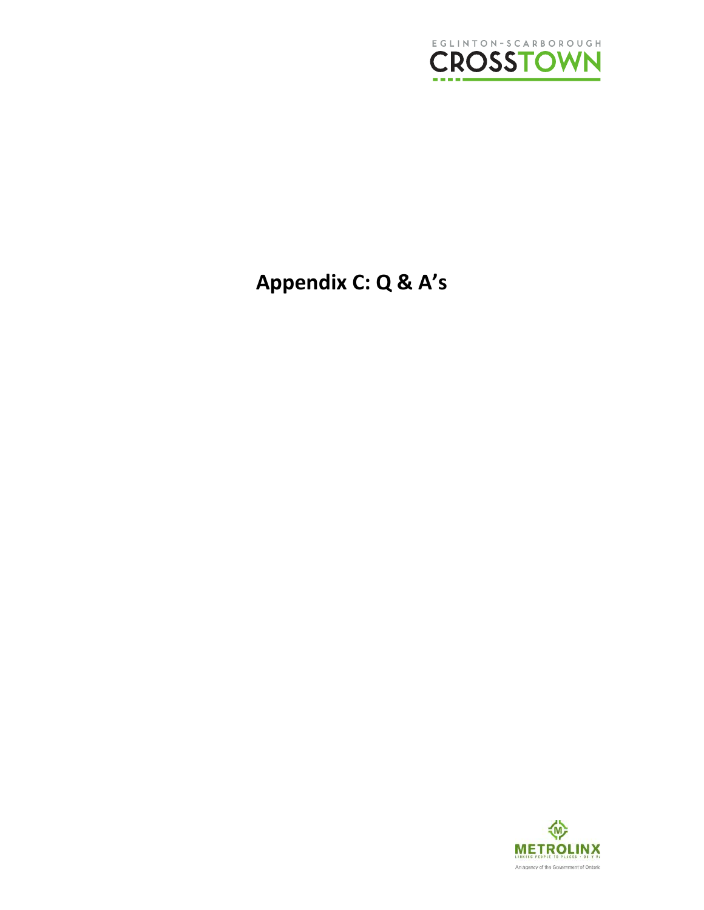# Appendix C: Q & A's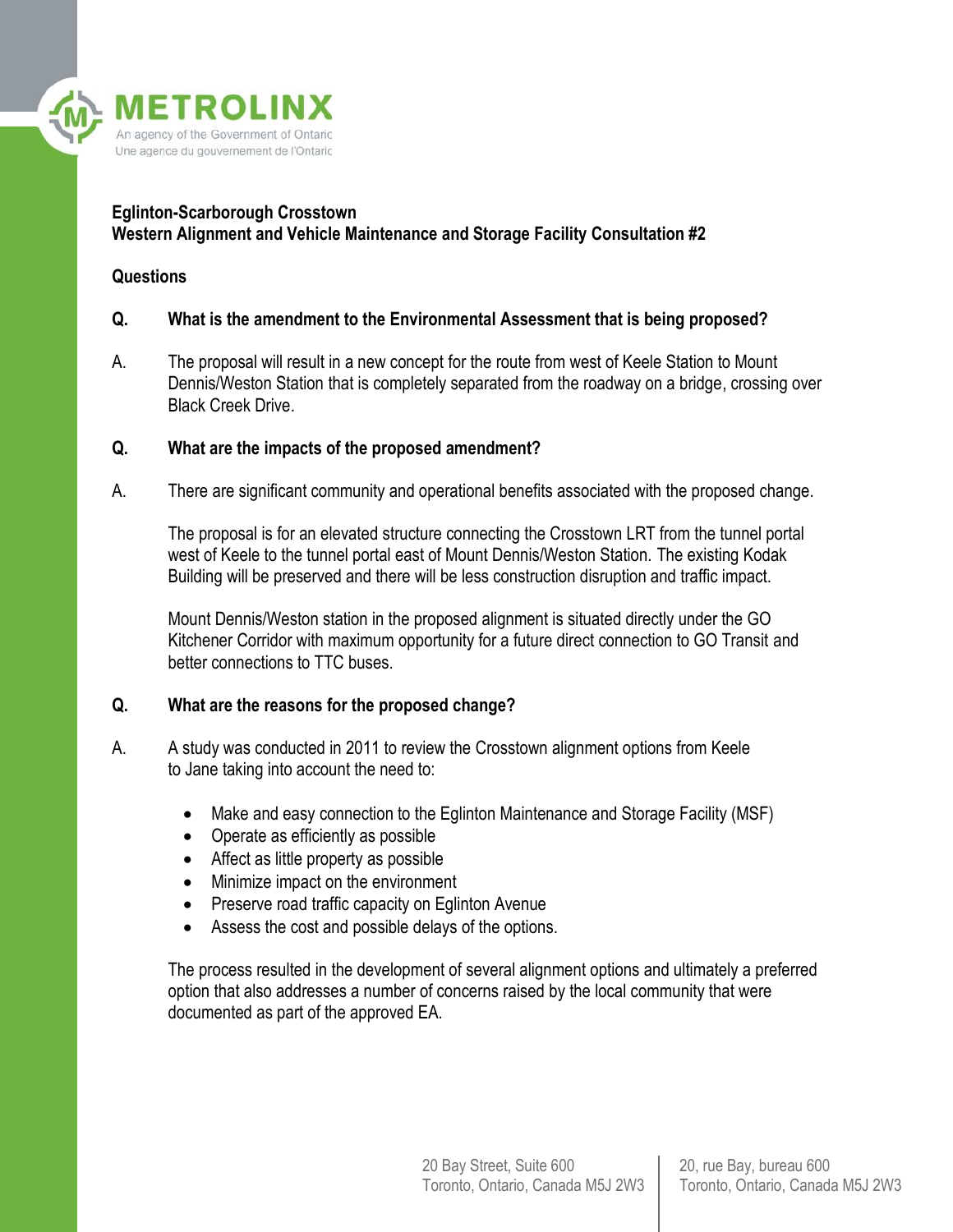**Eglinton-Scarborough Crosstown**
**Western Alignment and Vehicle Maintenance and Storage Facility Consultation #2**

**Questions**

**Q. What is the amendment to the Environmental Assessment that is being proposed?**

A. The proposal will result in a new concept for the route from west of Keele Station to Mount Dennis/Weston Station that is completely separated from the roadway on a bridge, crossing over Black Creek Drive.

**Q. What are the impacts of the proposed amendment?**

A. There are significant community and operational benefits associated with the proposed change.

The proposal is for an elevated structure connecting the Crosstown LRT from the tunnel portal west of Keele to the tunnel portal east of Mount Dennis/Weston Station. The existing Kodak Building will be preserved and there will be less construction disruption and traffic impact.

Mount Dennis/Weston station in the proposed alignment is situated directly under the GO Kitchener Corridor with maximum opportunity for a future direct connection to GO Transit and better connections to TTC buses.

**Q. What are the reasons for the proposed change?**

A. A study was conducted in 2011 to review the Crosstown alignment options from Keele to Jane taking into account the need to:

- Make and easy connection to the Eglinton Maintenance and Storage Facility (MSF)
- Operate as efficiently as possible
- Affect as little property as possible
- Minimize impact on the environment
- Preserve road traffic capacity on Eglinton Avenue
- Assess the cost and possible delays of the options.

The process resulted in the development of several alignment options and ultimately a preferred option that also addresses a number of concerns raised by the local community that were documented as part of the approved EA.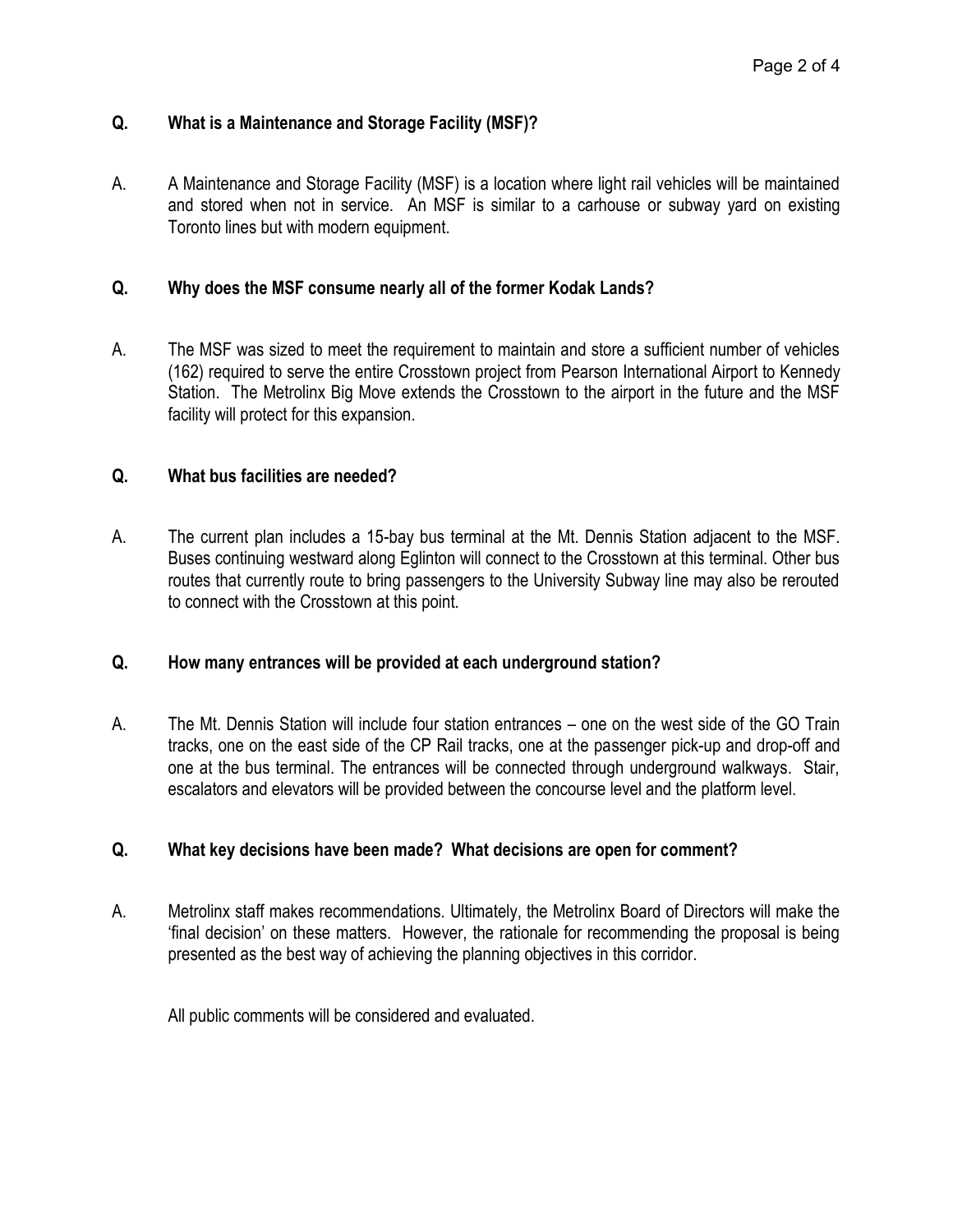**Q. What is a Maintenance and Storage Facility (MSF)?**

A. A Maintenance and Storage Facility (MSF) is a location where light rail vehicles will be maintained and stored when not in service. An MSF is similar to a carhouse or subway yard on existing Toronto lines but with modern equipment.

**Q. Why does the MSF consume nearly all of the former Kodak Lands?**

A. The MSF was sized to meet the requirement to maintain and store a sufficient number of vehicles (162) required to serve the entire Crosstown project from Pearson International Airport to Kennedy Station. The Metrolinx Big Move extends the Crosstown to the airport in the future and the MSF facility will protect for this expansion.

**Q. What bus facilities are needed?**

A. The current plan includes a 15-bay bus terminal at the Mt. Dennis Station adjacent to the MSF. Buses continuing westward along Eglinton will connect to the Crosstown at this terminal. Other bus routes that currently route to bring passengers to the University Subway line may also be rerouted to connect with the Crosstown at this point.

**Q. How many entrances will be provided at each underground station?**

A. The Mt. Dennis Station will include four station entrances – one on the west side of the GO Train tracks, one on the east side of the CP Rail tracks, one at the passenger pick-up and drop-off and one at the bus terminal. The entrances will be connected through underground walkways. Stair, escalators and elevators will be provided between the concourse level and the platform level.

**Q. What key decisions have been made? What decisions are open for comment?**

A. Metrolinx staff makes recommendations. Ultimately, the Metrolinx Board of Directors will make the 'final decision' on these matters. However, the rationale for recommending the proposal is being presented as the best way of achieving the planning objectives in this corridor.

All public comments will be considered and evaluated.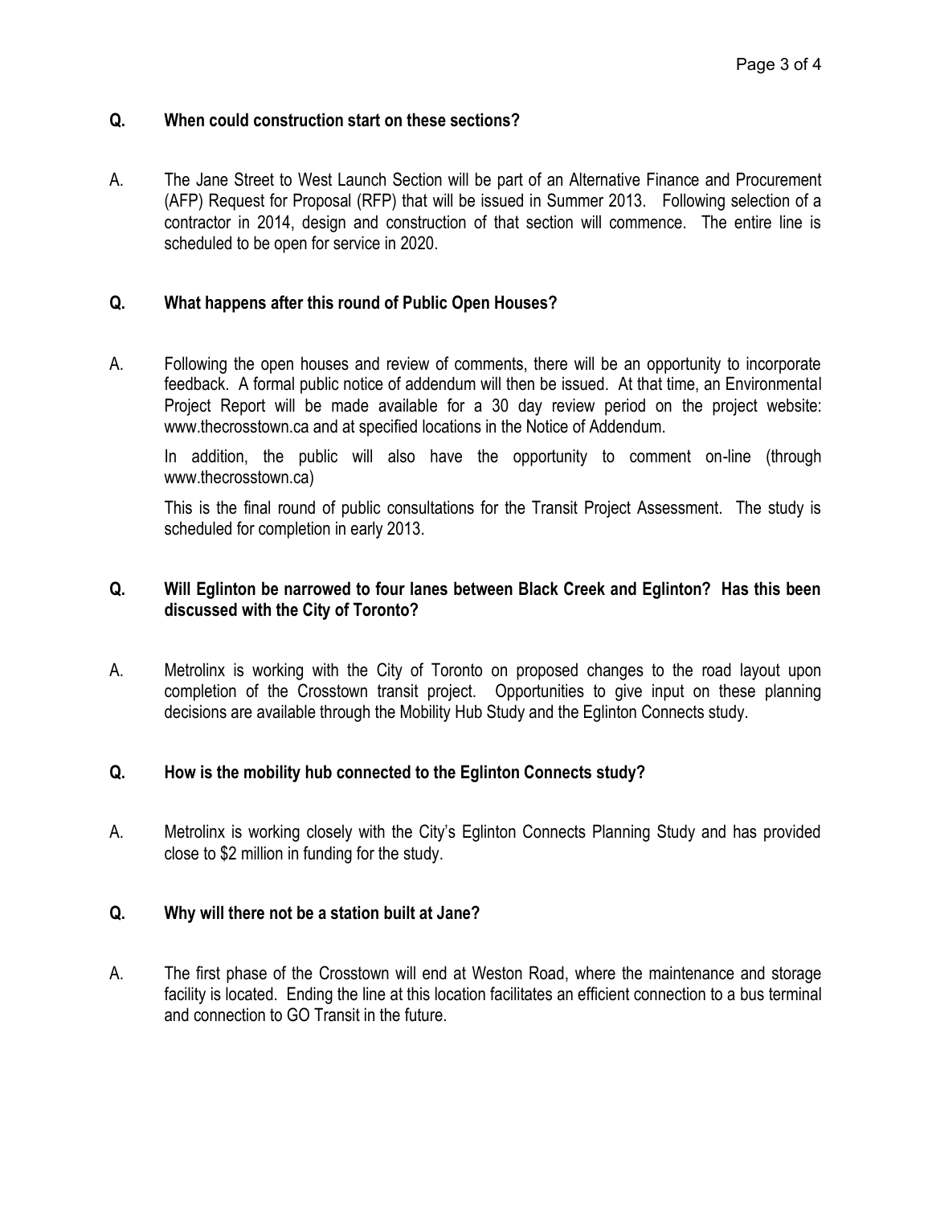**Q. When could construction start on these sections?**

A. The Jane Street to West Launch Section will be part of an Alternative Finance and Procurement (AFP) Request for Proposal (RFP) that will be issued in Summer 2013. Following selection of a contractor in 2014, design and construction of that section will commence. The entire line is scheduled to be open for service in 2020.

**Q. What happens after this round of Public Open Houses?**

A. Following the open houses and review of comments, there will be an opportunity to incorporate feedback. A formal public notice of addendum will then be issued. At that time, an Environmental Project Report will be made available for a 30 day review period on the project website: www.thecrosstown.ca and at specified locations in the Notice of Addendum.

In addition, the public will also have the opportunity to comment on-line (through www.thecrosstown.ca)

This is the final round of public consultations for the Transit Project Assessment. The study is scheduled for completion in early 2013.

**Q. Will Eglinton be narrowed to four lanes between Black Creek and Eglinton? Has this been discussed with the City of Toronto?**

A. Metrolinx is working with the City of Toronto on proposed changes to the road layout upon completion of the Crosstown transit project. Opportunities to give input on these planning decisions are available through the Mobility Hub Study and the Eglinton Connects study.

**Q. How is the mobility hub connected to the Eglinton Connects study?**

A. Metrolinx is working closely with the City's Eglinton Connects Planning Study and has provided close to $2 million in funding for the study.

**Q. Why will there not be a station built at Jane?**

A. The first phase of the Crosstown will end at Weston Road, where the maintenance and storage facility is located. Ending the line at this location facilitates an efficient connection to a bus terminal and connection to GO Transit in the future.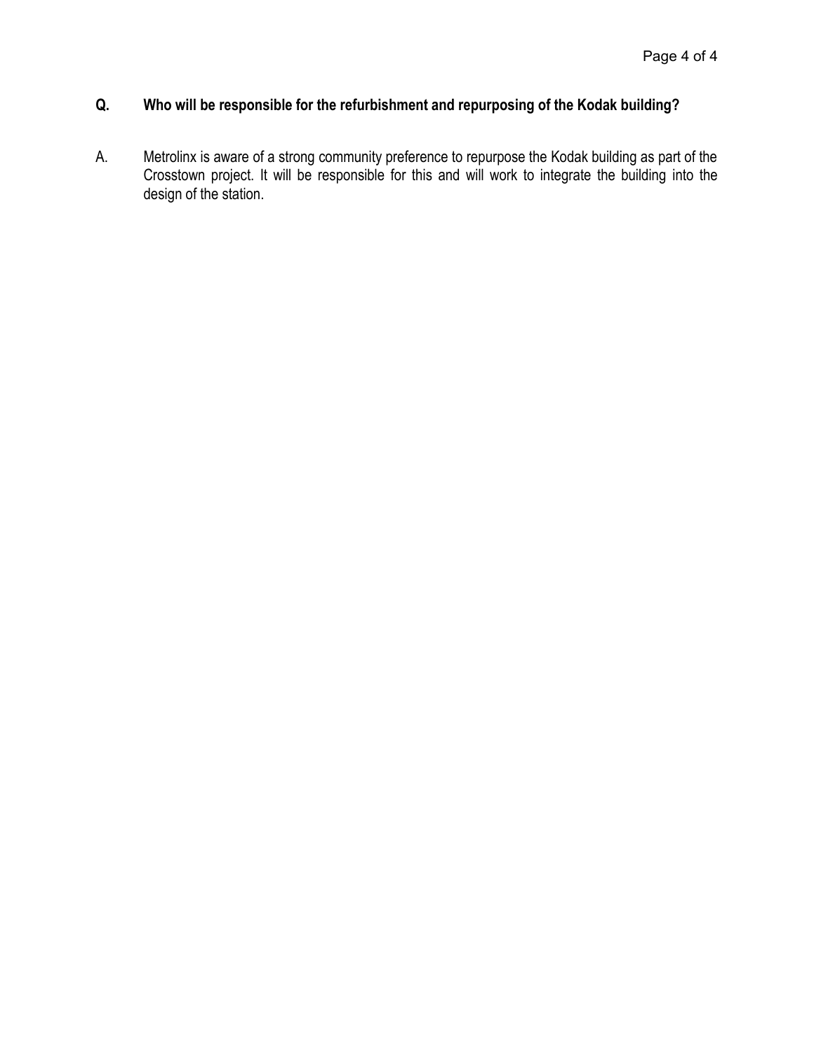**Q. Who will be responsible for the refurbishment and repurposing of the Kodak building?**

A. Metrolinx is aware of a strong community preference to repurpose the Kodak building as part of the Crosstown project. It will be responsible for this and will work to integrate the building into the design of the station.